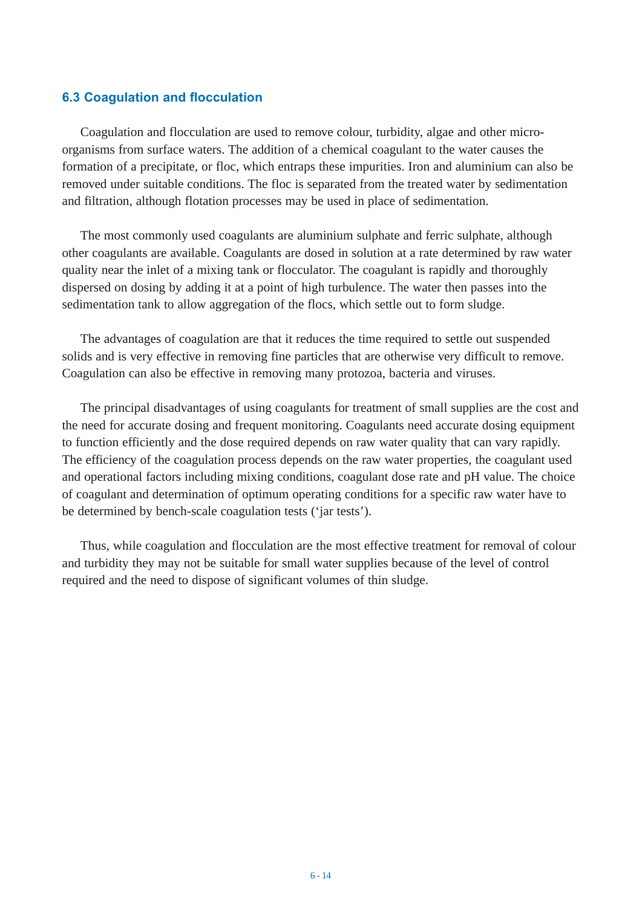## 6.3 Coagulation and flocculation

Coagulation and flocculation are used to remove colour, turbidity, algae and other micro-organisms from surface waters. The addition of a chemical coagulant to the water causes the formation of a precipitate, or floc, which entraps these impurities. Iron and aluminium can also be removed under suitable conditions. The floc is separated from the treated water by sedimentation and filtration, although flotation processes may be used in place of sedimentation.

The most commonly used coagulants are aluminium sulphate and ferric sulphate, although other coagulants are available. Coagulants are dosed in solution at a rate determined by raw water quality near the inlet of a mixing tank or flocculator. The coagulant is rapidly and thoroughly dispersed on dosing by adding it at a point of high turbulence. The water then passes into the sedimentation tank to allow aggregation of the flocs, which settle out to form sludge.

The advantages of coagulation are that it reduces the time required to settle out suspended solids and is very effective in removing fine particles that are otherwise very difficult to remove. Coagulation can also be effective in removing many protozoa, bacteria and viruses.

The principal disadvantages of using coagulants for treatment of small supplies are the cost and the need for accurate dosing and frequent monitoring. Coagulants need accurate dosing equipment to function efficiently and the dose required depends on raw water quality that can vary rapidly. The efficiency of the coagulation process depends on the raw water properties, the coagulant used and operational factors including mixing conditions, coagulant dose rate and pH value. The choice of coagulant and determination of optimum operating conditions for a specific raw water have to be determined by bench-scale coagulation tests ('jar tests').

Thus, while coagulation and flocculation are the most effective treatment for removal of colour and turbidity they may not be suitable for small water supplies because of the level of control required and the need to dispose of significant volumes of thin sludge.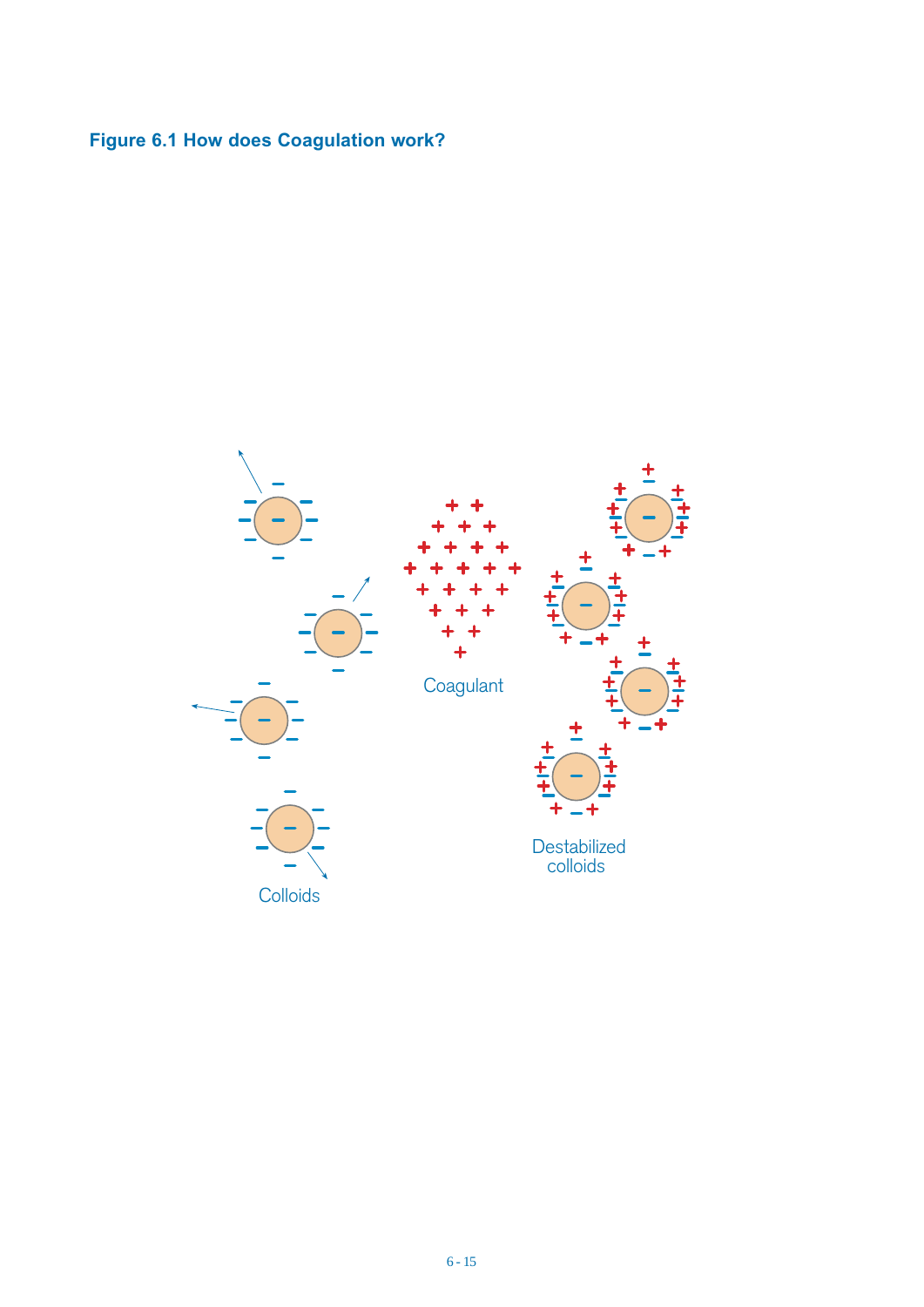**Figure 6.1 How does Coagulation work?**

Colloids

Coagulant

Destabilized colloids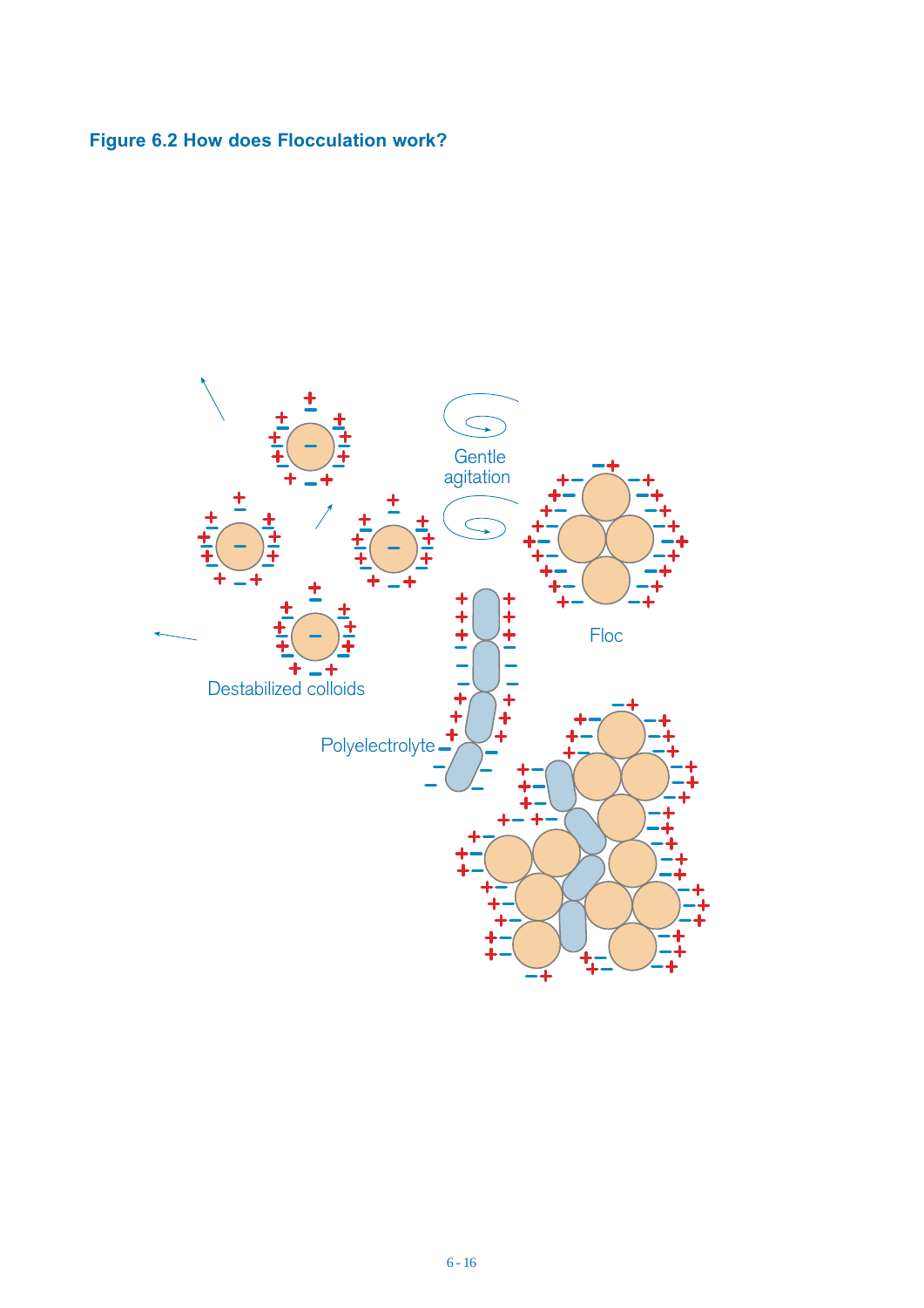**Figure 6.2 How does Flocculation work?**

Gentle agitation

Floc

Destabilized colloids

Polyelectrolyte